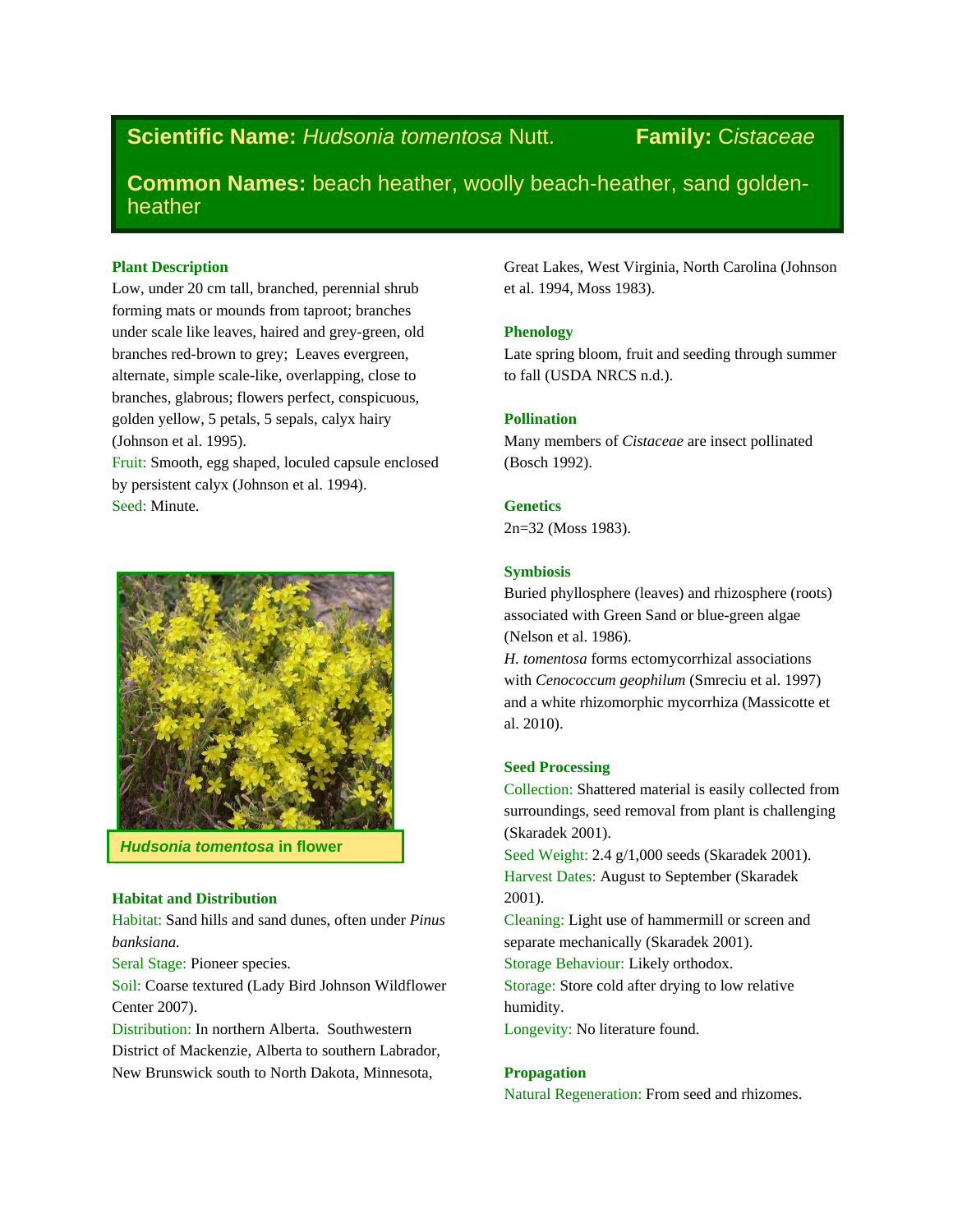# Scientific Name: *Hudsonia tomentosa* Nutt. Family: *Cistaceae*

## Common Names: beach heather, woolly beach-heather, sand golden-heather

### Plant Description

Low, under 20 cm tall, branched, perennial shrub forming mats or mounds from taproot; branches under scale like leaves, haired and grey-green, old branches red-brown to grey; Leaves evergreen, alternate, simple scale-like, overlapping, close to branches, glabrous; flowers perfect, conspicuous, golden yellow, 5 petals, 5 sepals, calyx hairy (Johnson et al. 1995).

Fruit: Smooth, egg shaped, loculed capsule enclosed by persistent calyx (Johnson et al. 1994).

Seed: Minute.

*Hudsonia tomentosa* **in flower**

### Habitat and Distribution

Habitat: Sand hills and sand dunes, often under *Pinus banksiana.*

Seral Stage: Pioneer species.

Soil: Coarse textured (Lady Bird Johnson Wildflower Center 2007).

Distribution: In northern Alberta. Southwestern District of Mackenzie, Alberta to southern Labrador, New Brunswick south to North Dakota, Minnesota, Great Lakes, West Virginia, North Carolina (Johnson et al. 1994, Moss 1983).

### Phenology

Late spring bloom, fruit and seeding through summer to fall (USDA NRCS n.d.).

### Pollination

Many members of *Cistaceae* are insect pollinated (Bosch 1992).

### Genetics

2n=32 (Moss 1983).

### Symbiosis

Buried phyllosphere (leaves) and rhizosphere (roots) associated with Green Sand or blue-green algae (Nelson et al. 1986).

*H. tomentosa* forms ectomycorrhizal associations with *Cenococcum geophilum* (Smreciu et al. 1997) and a white rhizomorphic mycorrhiza (Massicotte et al. 2010).

### Seed Processing

Collection: Shattered material is easily collected from surroundings, seed removal from plant is challenging (Skaradek 2001).

Seed Weight: 2.4 g/1,000 seeds (Skaradek 2001).

Harvest Dates: August to September (Skaradek 2001).

Cleaning: Light use of hammermill or screen and separate mechanically (Skaradek 2001).

Storage Behaviour: Likely orthodox.

Storage: Store cold after drying to low relative humidity.

Longevity: No literature found.

### Propagation

Natural Regeneration: From seed and rhizomes.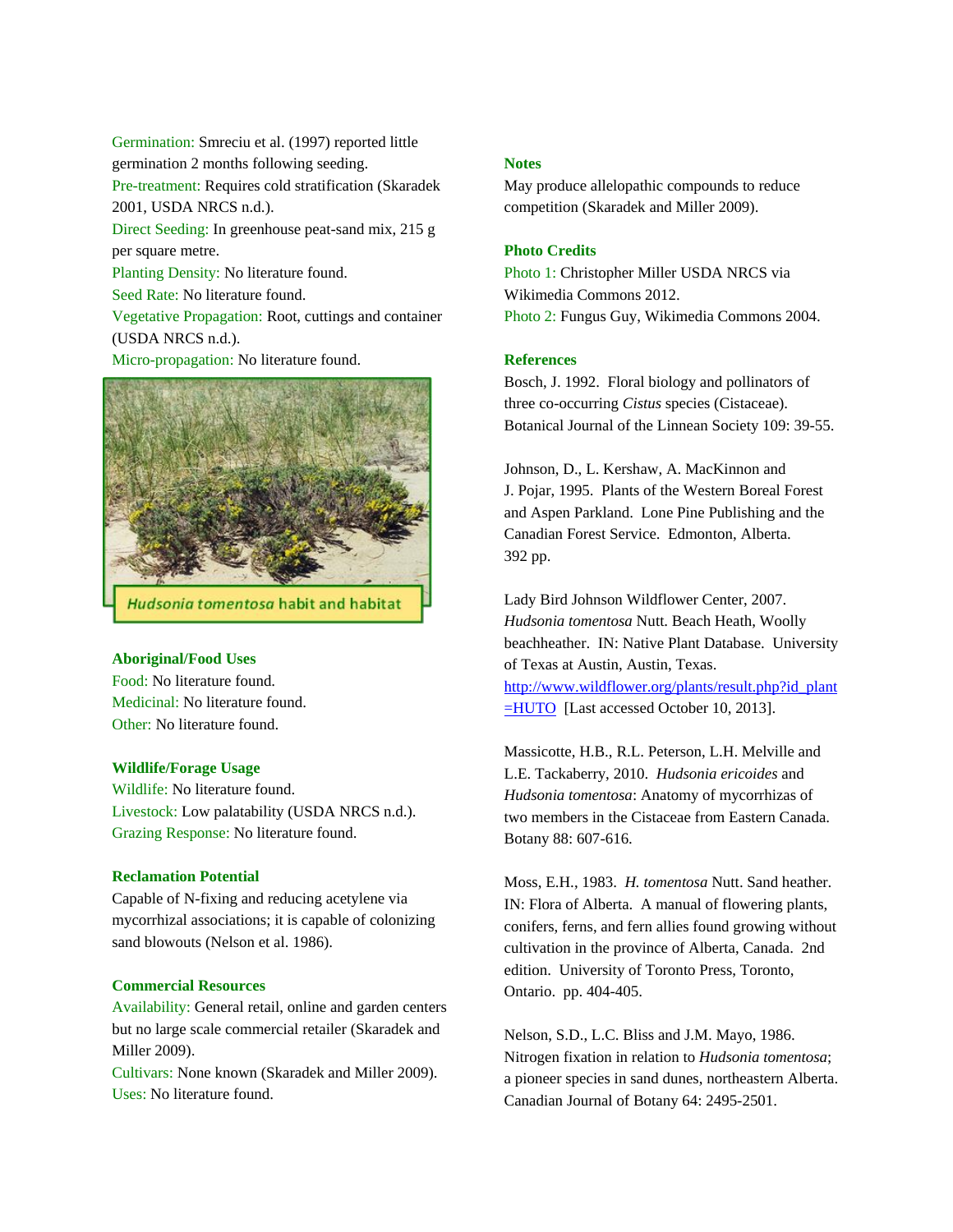Germination: Smreciu et al. (1997) reported little germination 2 months following seeding.
Pre-treatment: Requires cold stratification (Skaradek 2001, USDA NRCS n.d.).
Direct Seeding: In greenhouse peat-sand mix, 215 g per square metre.
Planting Density: No literature found.
Seed Rate: No literature found.
Vegetative Propagation: Root, cuttings and container (USDA NRCS n.d.).
Micro-propagation: No literature found.

*Hudsonia tomentosa* habit and habitat

### Aboriginal/Food Uses

Food: No literature found.
Medicinal: No literature found.
Other: No literature found.

### Wildlife/Forage Usage

Wildlife: No literature found.
Livestock: Low palatability (USDA NRCS n.d.).
Grazing Response: No literature found.

### Reclamation Potential

Capable of N-fixing and reducing acetylene via mycorrhizal associations; it is capable of colonizing sand blowouts (Nelson et al. 1986).

### Commercial Resources

Availability: General retail, online and garden centers but no large scale commercial retailer (Skaradek and Miller 2009).
Cultivars: None known (Skaradek and Miller 2009).
Uses: No literature found.

### Notes

May produce allelopathic compounds to reduce competition (Skaradek and Miller 2009).

### Photo Credits

Photo 1: Christopher Miller USDA NRCS via Wikimedia Commons 2012.
Photo 2: Fungus Guy, Wikimedia Commons 2004.

### References

Bosch, J. 1992. Floral biology and pollinators of three co-occurring *Cistus* species (Cistaceae). Botanical Journal of the Linnean Society 109: 39-55.

Johnson, D., L. Kershaw, A. MacKinnon and J. Pojar, 1995. Plants of the Western Boreal Forest and Aspen Parkland. Lone Pine Publishing and the Canadian Forest Service. Edmonton, Alberta. 392 pp.

Lady Bird Johnson Wildflower Center, 2007. *Hudsonia tomentosa* Nutt. Beach Heath, Woolly beachheather. IN: Native Plant Database. University of Texas at Austin, Austin, Texas. http://www.wildflower.org/plants/result.php?id_plant=HUTO [Last accessed October 10, 2013].

Massicotte, H.B., R.L. Peterson, L.H. Melville and L.E. Tackaberry, 2010. *Hudsonia ericoides* and *Hudsonia tomentosa*: Anatomy of mycorrhizas of two members in the Cistaceae from Eastern Canada. Botany 88: 607-616.

Moss, E.H., 1983. *H. tomentosa* Nutt. Sand heather. IN: Flora of Alberta. A manual of flowering plants, conifers, ferns, and fern allies found growing without cultivation in the province of Alberta, Canada. 2nd edition. University of Toronto Press, Toronto, Ontario. pp. 404-405.

Nelson, S.D., L.C. Bliss and J.M. Mayo, 1986. Nitrogen fixation in relation to *Hudsonia tomentosa*; a pioneer species in sand dunes, northeastern Alberta. Canadian Journal of Botany 64: 2495-2501.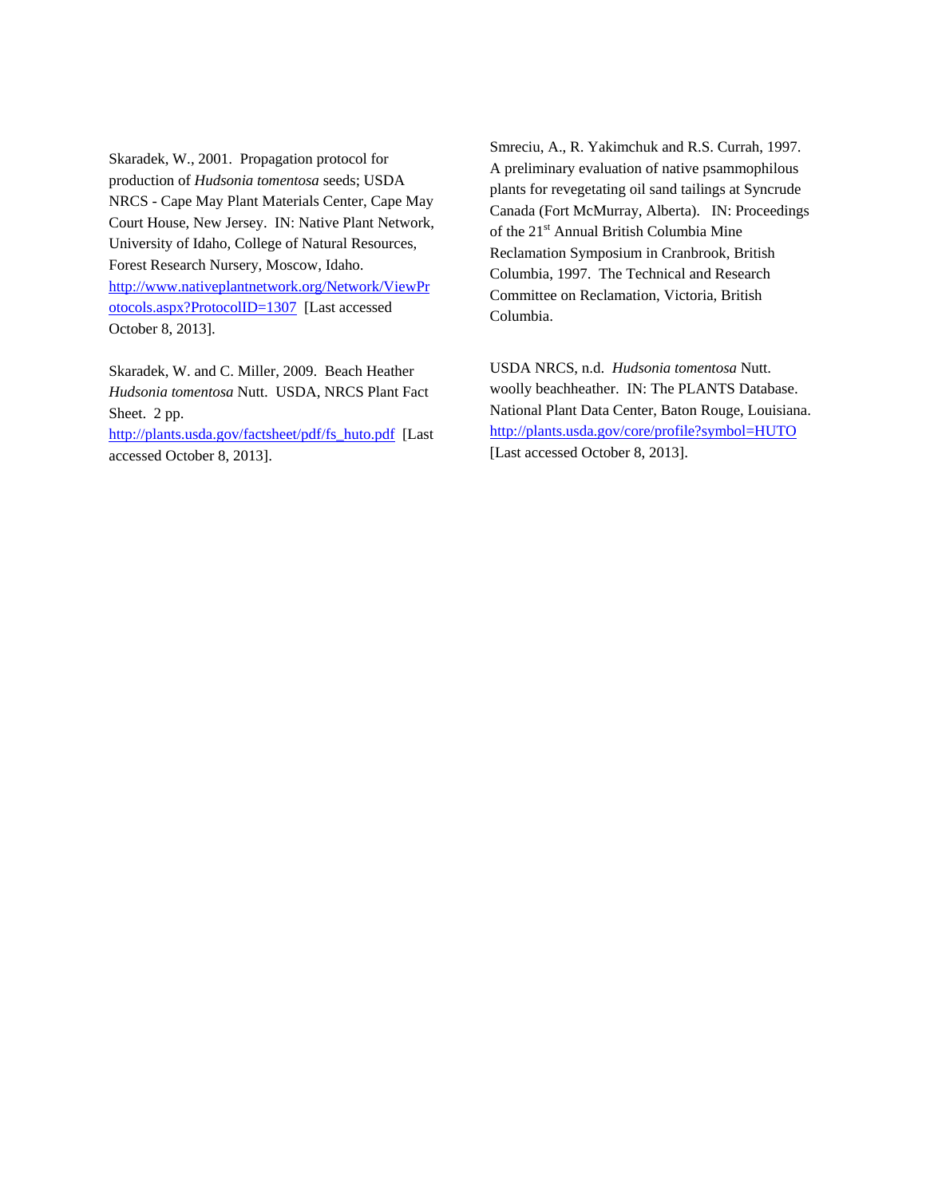Skaradek, W., 2001. Propagation protocol for production of *Hudsonia tomentosa* seeds; USDA NRCS - Cape May Plant Materials Center, Cape May Court House, New Jersey. IN: Native Plant Network, University of Idaho, College of Natural Resources, Forest Research Nursery, Moscow, Idaho. http://www.nativeplantnetwork.org/Network/ViewProtocols.aspx?ProtocolID=1307 [Last accessed October 8, 2013].

Skaradek, W. and C. Miller, 2009. Beach Heather *Hudsonia tomentosa* Nutt. USDA, NRCS Plant Fact Sheet. 2 pp. http://plants.usda.gov/factsheet/pdf/fs_huto.pdf [Last accessed October 8, 2013].

Smreciu, A., R. Yakimchuk and R.S. Currah, 1997. A preliminary evaluation of native psammophilous plants for revegetating oil sand tailings at Syncrude Canada (Fort McMurray, Alberta). IN: Proceedings of the 21st Annual British Columbia Mine Reclamation Symposium in Cranbrook, British Columbia, 1997. The Technical and Research Committee on Reclamation, Victoria, British Columbia.

USDA NRCS, n.d. *Hudsonia tomentosa* Nutt. woolly beachheather. IN: The PLANTS Database. National Plant Data Center, Baton Rouge, Louisiana. http://plants.usda.gov/core/profile?symbol=HUTO [Last accessed October 8, 2013].